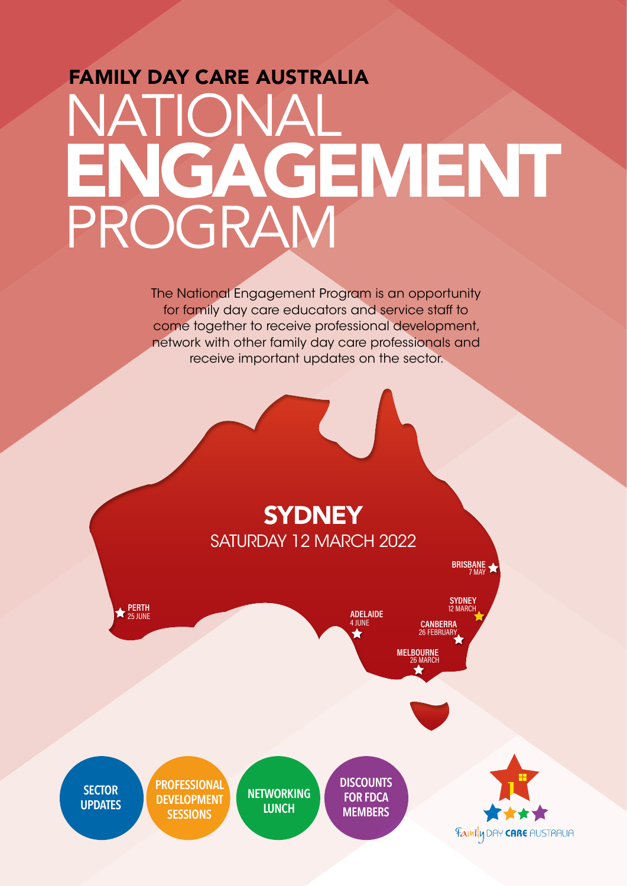# FAMILY DAY CARE AUSTRALIA

# NATIONAL **ENGAGEMENT** PROGRAM

The National Engagement Program is an opportunity for family day care educators and service staff to come together to receive professional development, network with other family day care professionals and receive important updates on the sector.

## SYDNEY

SATURDAY 12 MARCH 2022

- **PERTH** 25 JUNE
- **ADELAIDE** 4 JUNE
- **BRISBANE** 7 MAY
- **SYDNEY** 12 MARCH
- **CANBERRA** 26 FEBRUARY
- **MELBOURNE** 26 MARCH

**SECTOR UPDATES**

**PROFESSIONAL DEVELOPMENT SESSIONS**

**NETWORKING LUNCH**

**DISCOUNTS FOR FDCA MEMBERS**

Family DAY CARE AUSTRALIA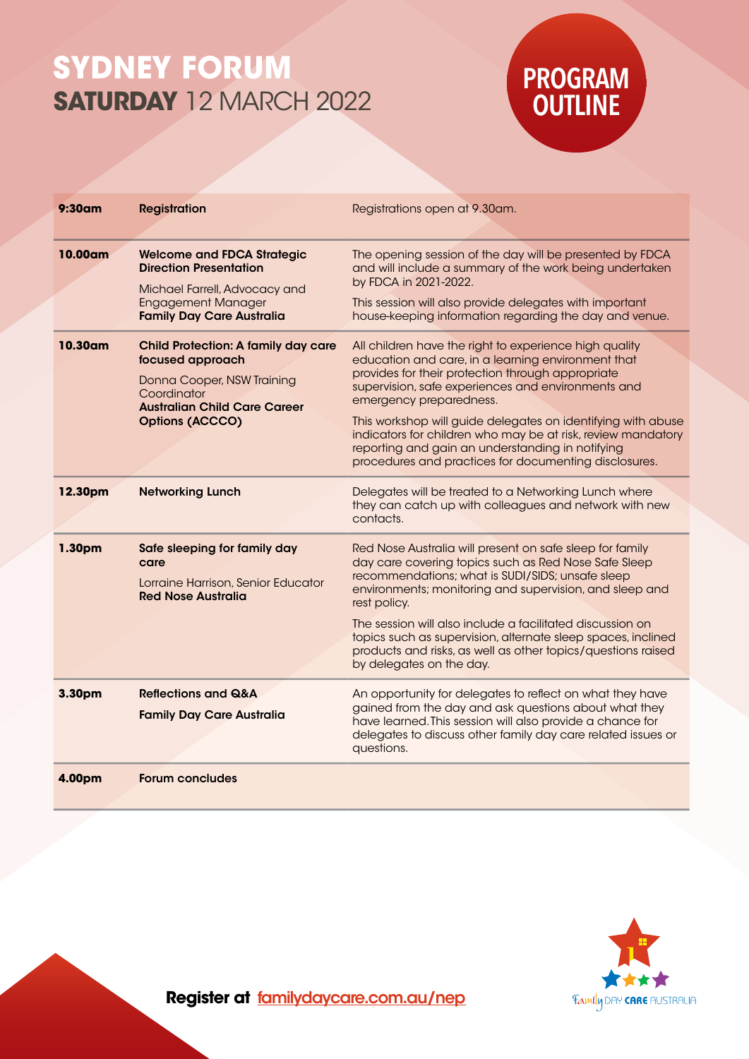# SYDNEY FORUM

## SATURDAY 12 MARCH 2022

**PROGRAM OUTLINE**

| | | |
|---|---|---|
| **9:30am** | **Registration** | Registrations open at 9.30am. |
| **10.00am** | **Welcome and FDCA Strategic Direction Presentation**<br><br>Michael Farrell, Advocacy and Engagement Manager<br>**Family Day Care Australia** | The opening session of the day will be presented by FDCA and will include a summary of the work being undertaken by FDCA in 2021-2022.<br><br>This session will also provide delegates with important house-keeping information regarding the day and venue. |
| **10.30am** | **Child Protection: A family day care focused approach**<br><br>Donna Cooper, NSW Training Coordinator<br>**Australian Child Care Career Options (ACCCO)** | All children have the right to experience high quality education and care, in a learning environment that provides for their protection through appropriate supervision, safe experiences and environments and emergency preparedness.<br><br>This workshop will guide delegates on identifying with abuse indicators for children who may be at risk, review mandatory reporting and gain an understanding in notifying procedures and practices for documenting disclosures. |
| **12.30pm** | **Networking Lunch** | Delegates will be treated to a Networking Lunch where they can catch up with colleagues and network with new contacts. |
| **1.30pm** | **Safe sleeping for family day care**<br><br>Lorraine Harrison, Senior Educator<br>**Red Nose Australia** | Red Nose Australia will present on safe sleep for family day care covering topics such as Red Nose Safe Sleep recommendations; what is SUDI/SIDS; unsafe sleep environments; monitoring and supervision, and sleep and rest policy.<br><br>The session will also include a facilitated discussion on topics such as supervision, alternate sleep spaces, inclined products and risks, as well as other topics/questions raised by delegates on the day. |
| **3.30pm** | **Reflections and Q&A**<br><br>**Family Day Care Australia** | An opportunity for delegates to reflect on what they have gained from the day and ask questions about what they have learned. This session will also provide a chance for delegates to discuss other family day care related issues or questions. |
| **4.00pm** | **Forum concludes** | |

**Register at** familydaycare.com.au/nep

Family DAY CARE AUSTRALIA